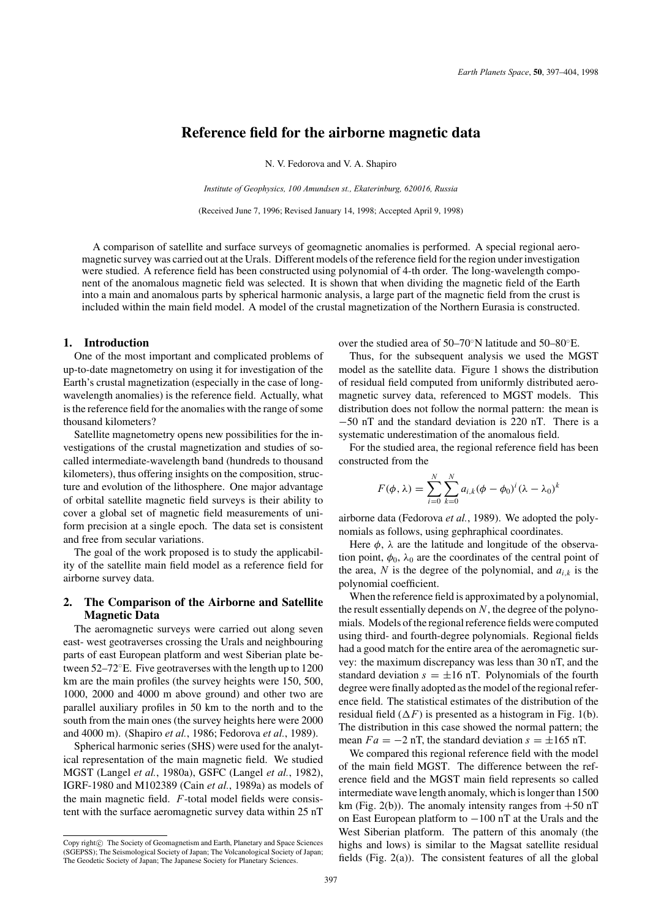# Reference field for the airborne magnetic data

N. V. Fedorova and V. A. Shapiro

*Institute of Geophysics, 100 Amundsen st., Ekaterinburg, 620016, Russia*

(Received June 7, 1996; Revised January 14, 1998; Accepted April 9, 1998)

A comparison of satellite and surface surveys of geomagnetic anomalies is performed. A special regional aeromagnetic survey was carried out at the Urals. Different models of the reference field for the region under investigation were studied. A reference field has been constructed using polynomial of 4-th order. The long-wavelength component of the anomalous magnetic field was selected. It is shown that when dividing the magnetic field of the Earth into a main and anomalous parts by spherical harmonic analysis, a large part of the magnetic field from the crust is included within the main field model. A model of the crustal magnetization of the Northern Eurasia is constructed.

## 1. Introduction

One of the most important and complicated problems of up-to-date magnetometry on using it for investigation of the Earth's crustal magnetization (especially in the case of long-wavelength anomalies) is the reference field. Actually, what is the reference field for the anomalies with the range of some thousand kilometers?

Satellite magnetometry opens new possibilities for the investigations of the crustal magnetization and studies of so-called intermediate-wavelength band (hundreds to thousand kilometers), thus offering insights on the composition, structure and evolution of the lithosphere. One major advantage of orbital satellite magnetic field surveys is their ability to cover a global set of magnetic field measurements of uniform precision at a single epoch. The data set is consistent and free from secular variations.

The goal of the work proposed is to study the applicability of the satellite main field model as a reference field for airborne survey data.

## 2. The Comparison of the Airborne and Satellite Magnetic Data

The aeromagnetic surveys were carried out along seven east- west geotraverses crossing the Urals and neighbouring parts of east European platform and west Siberian plate between 52–72°E. Five geotraverses with the length up to 1200 km are the main profiles (the survey heights were 150, 500, 1000, 2000 and 4000 m above ground) and other two are parallel auxiliary profiles in 50 km to the north and to the south from the main ones (the survey heights here were 2000 and 4000 m). (Shapiro *et al.*, 1986; Fedorova *et al.*, 1989).

Spherical harmonic series (SHS) were used for the analytical representation of the main magnetic field. We studied MGST (Langel *et al.*, 1980a), GSFC (Langel *et al.*, 1982), IGRF-1980 and M102389 (Cain *et al.*, 1989a) as models of the main magnetic field. $F$-total model fields were consistent with the surface aeromagnetic survey data within 25 nT over the studied area of 50–70°N latitude and 50–80°E.

Thus, for the subsequent analysis we used the MGST model as the satellite data. Figure 1 shows the distribution of residual field computed from uniformly distributed aeromagnetic survey data, referenced to MGST models. This distribution does not follow the normal pattern: the mean is $-50$ nT and the standard deviation is 220 nT. There is a systematic underestimation of the anomalous field.

For the studied area, the regional reference field has been constructed from the

$$F(\phi, \lambda) = \sum_{i=0}^{N} \sum_{k=0}^{N} a_{i,k} (\phi - \phi_0)^i (\lambda - \lambda_0)^k$$

airborne data (Fedorova *et al.*, 1989). We adopted the polynomials as follows, using gephraphical coordinates.

Here $\phi$, $\lambda$ are the latitude and longitude of the observation point, $\phi_0$, $\lambda_0$ are the coordinates of the central point of the area, $N$ is the degree of the polynomial, and $a_{i,k}$ is the polynomial coefficient.

When the reference field is approximated by a polynomial, the result essentially depends on $N$, the degree of the polynomials. Models of the regional reference fields were computed using third- and fourth-degree polynomials. Regional fields had a good match for the entire area of the aeromagnetic survey: the maximum discrepancy was less than 30 nT, and the standard deviation $s = \pm 16$ nT. Polynomials of the fourth degree were finally adopted as the model of the regional reference field. The statistical estimates of the distribution of the residual field ($\Delta F$) is presented as a histogram in Fig. 1(b). The distribution in this case showed the normal pattern; the mean $Fa = -2$ nT, the standard deviation $s = \pm 165$ nT.

We compared this regional reference field with the model of the main field MGST. The difference between the reference field and the MGST main field represents so called intermediate wave length anomaly, which is longer than 1500 km (Fig. 2(b)). The anomaly intensity ranges from $+50$ nT on East European platform to $-100$ nT at the Urals and the West Siberian platform. The pattern of this anomaly (the highs and lows) is similar to the Magsat satellite residual fields (Fig. 2(a)). The consistent features of all the global

Copy right© The Society of Geomagnetism and Earth, Planetary and Space Sciences (SGEPSS); The Seismological Society of Japan; The Volcanological Society of Japan; The Geodetic Society of Japan; The Japanese Society for Planetary Sciences.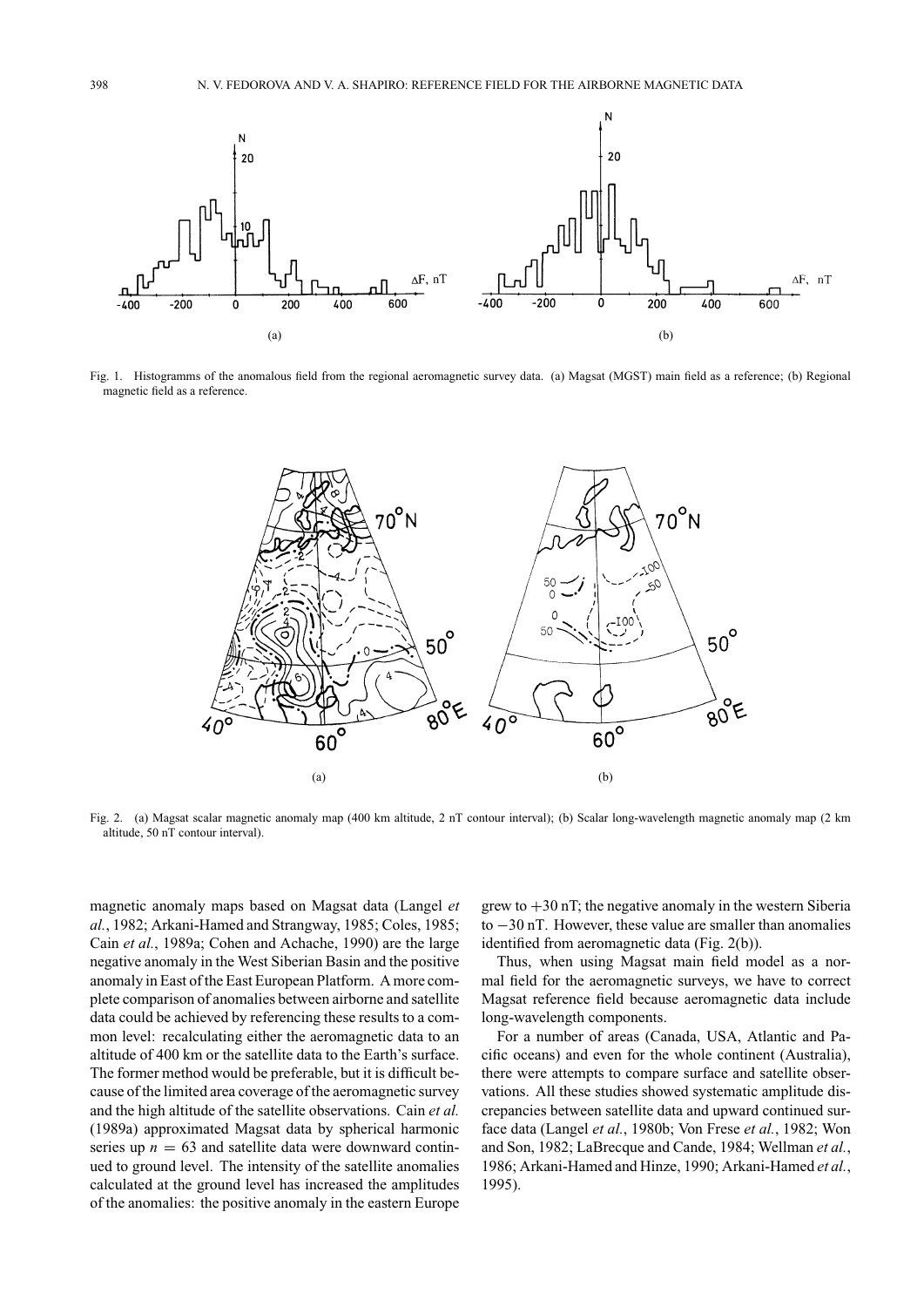Fig. 1. Histogramms of the anomalous field from the regional aeromagnetic survey data. (a) Magsat (MGST) main field as a reference; (b) Regional magnetic field as a reference.

Fig. 2. (a) Magsat scalar magnetic anomaly map (400 km altitude, 2 nT contour interval); (b) Scalar long-wavelength magnetic anomaly map (2 km altitude, 50 nT contour interval).

magnetic anomaly maps based on Magsat data (Langel *et al.*, 1982; Arkani-Hamed and Strangway, 1985; Coles, 1985; Cain *et al.*, 1989a; Cohen and Achache, 1990) are the large negative anomaly in the West Siberian Basin and the positive anomaly in East of the East European Platform. A more complete comparison of anomalies between airborne and satellite data could be achieved by referencing these results to a common level: recalculating either the aeromagnetic data to an altitude of 400 km or the satellite data to the Earth's surface. The former method would be preferable, but it is difficult because of the limited area coverage of the aeromagnetic survey and the high altitude of the satellite observations. Cain *et al.* (1989a) approximated Magsat data by spherical harmonic series up $n = 63$ and satellite data were downward continued to ground level. The intensity of the satellite anomalies calculated at the ground level has increased the amplitudes of the anomalies: the positive anomaly in the eastern Europe grew to $+30$ nT; the negative anomaly in the western Siberia to $-30$ nT. However, these value are smaller than anomalies identified from aeromagnetic data (Fig. 2(b)).

Thus, when using Magsat main field model as a normal field for the aeromagnetic surveys, we have to correct Magsat reference field because aeromagnetic data include long-wavelength components.

For a number of areas (Canada, USA, Atlantic and Pacific oceans) and even for the whole continent (Australia), there were attempts to compare surface and satellite observations. All these studies showed systematic amplitude discrepancies between satellite data and upward continued surface data (Langel *et al.*, 1980b; Von Frese *et al.*, 1982; Won and Son, 1982; LaBrecque and Cande, 1984; Wellman *et al.*, 1986; Arkani-Hamed and Hinze, 1990; Arkani-Hamed *et al.*, 1995).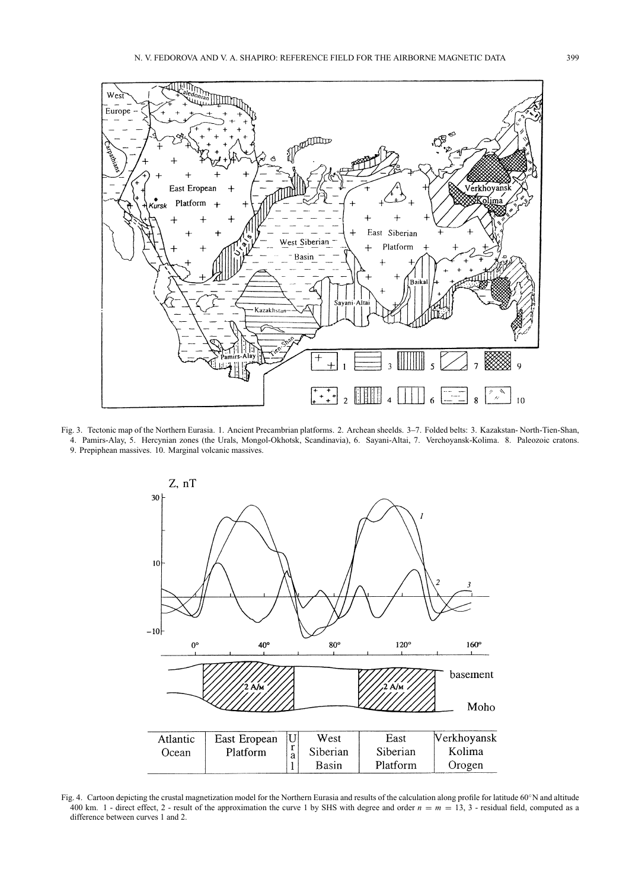Fig. 3. Tectonic map of the Northern Eurasia. 1. Ancient Precambrian platforms. 2. Archean sheelds. 3–7. Folded belts: 3. Kazakstan- North-Tien-Shan, 4. Pamirs-Alay, 5. Hercynian zones (the Urals, Mongol-Okhotsk, Scandinavia), 6. Sayani-Altai, 7. Verchoyansk-Kolima. 8. Paleozoic cratons. 9. Prepiphean massives. 10. Marginal volcanic massives.

Fig. 4. Cartoon depicting the crustal magnetization model for the Northern Eurasia and results of the calculation along profile for latitude 60°N and altitude 400 km. 1 - direct effect, 2 - result of the approximation the curve 1 by SHS with degree and order $n = m = 13$, 3 - residual field, computed as a difference between curves 1 and 2.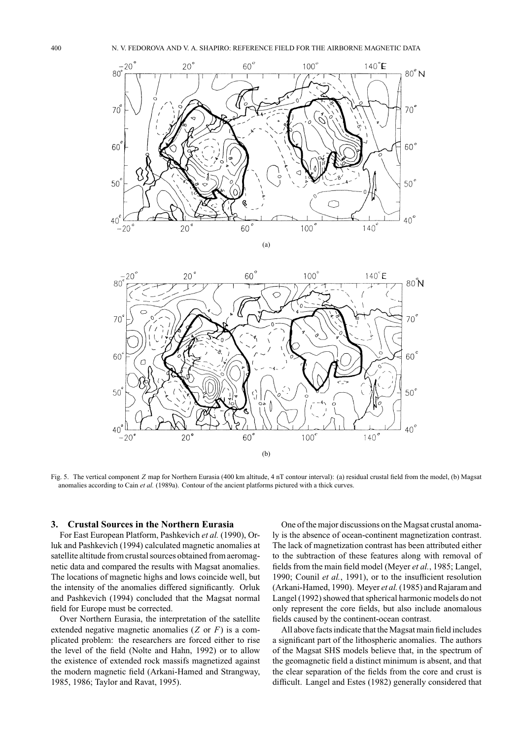Fig. 5. The vertical component $Z$ map for Northern Eurasia (400 km altitude, 4 nT contour interval): (a) residual crustal field from the model, (b) Magsat anomalies according to Cain *et al.* (1989a). Contour of the ancient platforms pictured with a thick curves.

## 3. Crustal Sources in the Northern Eurasia

For East European Platform, Pashkevich *et al.* (1990), Orluk and Pashkevich (1994) calculated magnetic anomalies at satellite altitude from crustal sources obtained from aeromagnetic data and compared the results with Magsat anomalies. The locations of magnetic highs and lows coincide well, but the intensity of the anomalies differed significantly. Orluk and Pashkevich (1994) concluded that the Magsat normal field for Europe must be corrected.

Over Northern Eurasia, the interpretation of the satellite extended negative magnetic anomalies ($Z$ or $F$) is a complicated problem: the researchers are forced either to rise the level of the field (Nolte and Hahn, 1992) or to allow the existence of extended rock massifs magnetized against the modern magnetic field (Arkani-Hamed and Strangway, 1985, 1986; Taylor and Ravat, 1995).

One of the major discussions on the Magsat crustal anomaly is the absence of ocean-continent magnetization contrast. The lack of magnetization contrast has been attributed either to the subtraction of these features along with removal of fields from the main field model (Meyer *et al.*, 1985; Langel, 1990; Counil *et al.*, 1991), or to the insufficient resolution (Arkani-Hamed, 1990). Meyer *et al.* (1985) and Rajaram and Langel (1992) showed that spherical harmonic models do not only represent the core fields, but also include anomalous fields caused by the continent-ocean contrast.

All above facts indicate that the Magsat main field includes a significant part of the lithospheric anomalies. The authors of the Magsat SHS models believe that, in the spectrum of the geomagnetic field a distinct minimum is absent, and that the clear separation of the fields from the core and crust is difficult. Langel and Estes (1982) generally considered that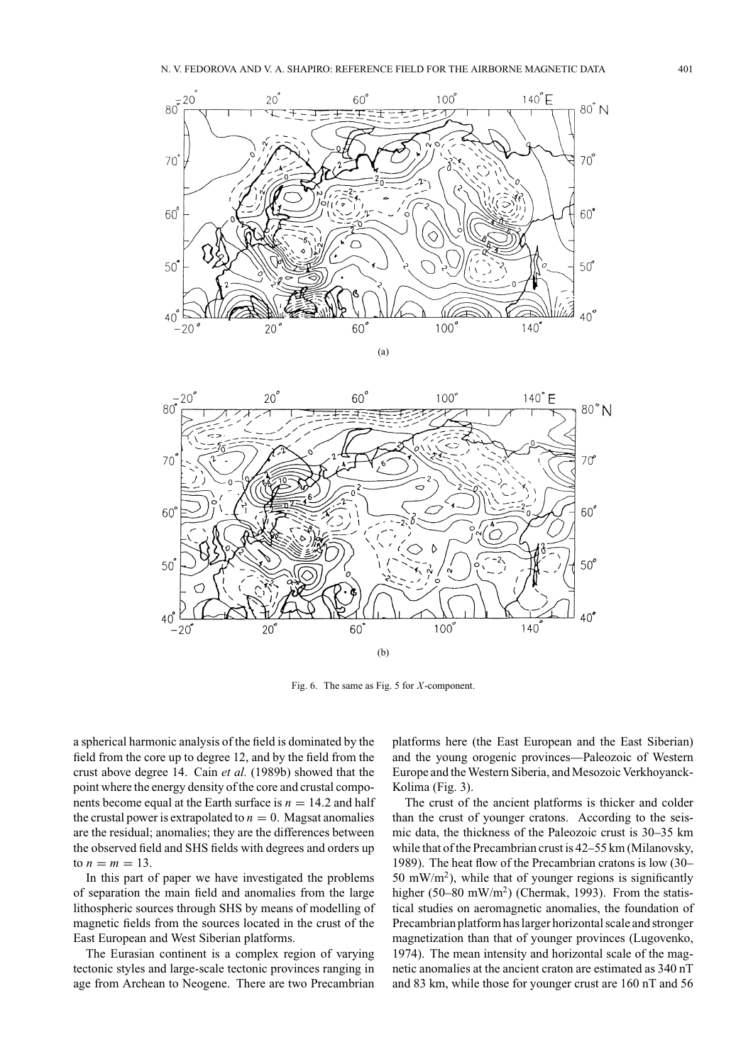(a)

(b)

Fig. 6. The same as Fig. 5 for $X$-component.

a spherical harmonic analysis of the field is dominated by the field from the core up to degree 12, and by the field from the crust above degree 14. Cain *et al.* (1989b) showed that the point where the energy density of the core and crustal components become equal at the Earth surface is $n = 14.2$ and half the crustal power is extrapolated to $n = 0$. Magsat anomalies are the residual; anomalies; they are the differences between the observed field and SHS fields with degrees and orders up to $n = m = 13$.

In this part of paper we have investigated the problems of separation the main field and anomalies from the large lithospheric sources through SHS by means of modelling of magnetic fields from the sources located in the crust of the East European and West Siberian platforms.

The Eurasian continent is a complex region of varying tectonic styles and large-scale tectonic provinces ranging in age from Archean to Neogene. There are two Precambrian platforms here (the East European and the East Siberian) and the young orogenic provinces—Paleozoic of Western Europe and the Western Siberia, and Mesozoic Verkhoyanck-Kolima (Fig. 3).

The crust of the ancient platforms is thicker and colder than the crust of younger cratons. According to the seismic data, the thickness of the Paleozoic crust is 30–35 km while that of the Precambrian crust is 42–55 km (Milanovsky, 1989). The heat flow of the Precambrian cratons is low (30–50 $mW/m^2$), while that of younger regions is significantly higher (50–80 $mW/m^2$) (Chermak, 1993). From the statistical studies on aeromagnetic anomalies, the foundation of Precambrian platform has larger horizontal scale and stronger magnetization than that of younger provinces (Lugovenko, 1974). The mean intensity and horizontal scale of the magnetic anomalies at the ancient craton are estimated as 340 nT and 83 km, while those for younger crust are 160 nT and 56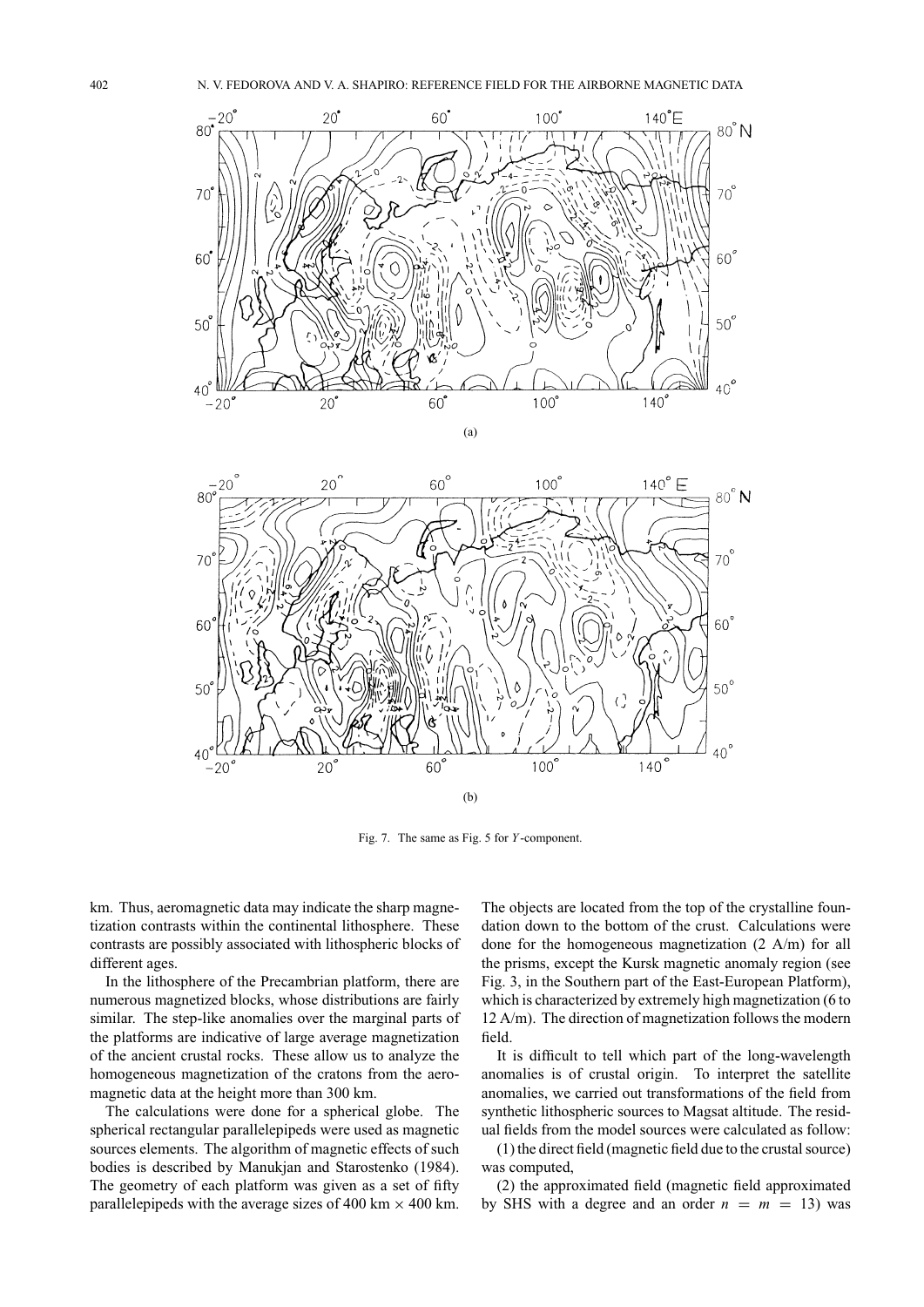(a)

(b)

Fig. 7. The same as Fig. 5 for *Y*-component.

km. Thus, aeromagnetic data may indicate the sharp magnetization contrasts within the continental lithosphere. These contrasts are possibly associated with lithospheric blocks of different ages.

In the lithosphere of the Precambrian platform, there are numerous magnetized blocks, whose distributions are fairly similar. The step-like anomalies over the marginal parts of the platforms are indicative of large average magnetization of the ancient crustal rocks. These allow us to analyze the homogeneous magnetization of the cratons from the aeromagnetic data at the height more than 300 km.

The calculations were done for a spherical globe. The spherical rectangular parallelepipeds were used as magnetic sources elements. The algorithm of magnetic effects of such bodies is described by Manukjan and Starostenko (1984). The geometry of each platform was given as a set of fifty parallelepipeds with the average sizes of 400 km $\times$ 400 km. The objects are located from the top of the crystalline foundation down to the bottom of the crust. Calculations were done for the homogeneous magnetization (2 A/m) for all the prisms, except the Kursk magnetic anomaly region (see Fig. 3, in the Southern part of the East-European Platform), which is characterized by extremely high magnetization (6 to 12 A/m). The direction of magnetization follows the modern field.

It is difficult to tell which part of the long-wavelength anomalies is of crustal origin. To interpret the satellite anomalies, we carried out transformations of the field from synthetic lithospheric sources to Magsat altitude. The residual fields from the model sources were calculated as follow:

(1) the direct field (magnetic field due to the crustal source) was computed,

(2) the approximated field (magnetic field approximated by SHS with a degree and an order $n = m = 13$) was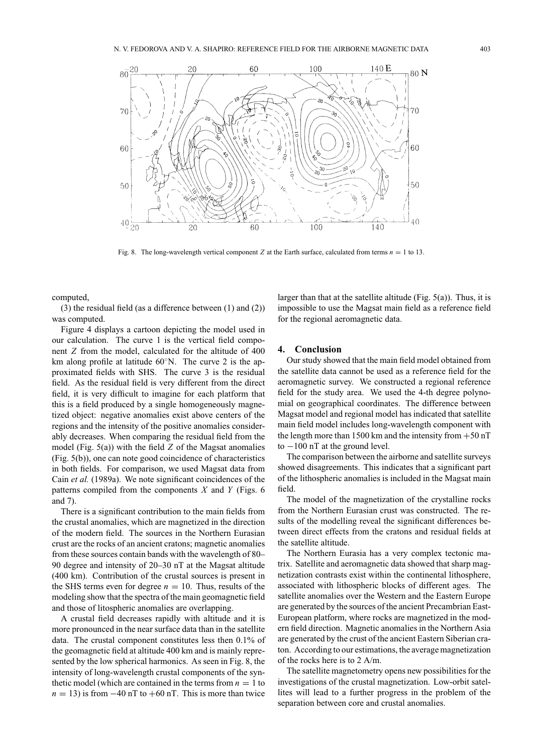Fig. 8. The long-wavelength vertical component $Z$ at the Earth surface, calculated from terms $n = 1$ to 13.

computed,

(3) the residual field (as a difference between (1) and (2)) was computed.

Figure 4 displays a cartoon depicting the model used in our calculation. The curve 1 is the vertical field component $Z$ from the model, calculated for the altitude of 400 km along profile at latitude 60°N. The curve 2 is the approximated fields with SHS. The curve 3 is the residual field. As the residual field is very different from the direct field, it is very difficult to imagine for each platform that this is a field produced by a single homogeneously magnetized object: negative anomalies exist above centers of the regions and the intensity of the positive anomalies considerably decreases. When comparing the residual field from the model (Fig. 5(a)) with the field $Z$ of the Magsat anomalies (Fig. 5(b)), one can note good coincidence of characteristics in both fields. For comparison, we used Magsat data from Cain *et al.* (1989a). We note significant coincidences of the patterns compiled from the components $X$ and $Y$ (Figs. 6 and 7).

There is a significant contribution to the main fields from the crustal anomalies, which are magnetized in the direction of the modern field. The sources in the Northern Eurasian crust are the rocks of an ancient cratons; magnetic anomalies from these sources contain bands with the wavelength of 80–90 degree and intensity of 20–30 nT at the Magsat altitude (400 km). Contribution of the crustal sources is present in the SHS terms even for degree $n = 10$. Thus, results of the modeling show that the spectra of the main geomagnetic field and those of litospheric anomalies are overlapping.

A crustal field decreases rapidly with altitude and it is more pronounced in the near surface data than in the satellite data. The crustal component constitutes less then 0.1% of the geomagnetic field at altitude 400 km and is mainly represented by the low spherical harmonics. As seen in Fig. 8, the intensity of long-wavelength crustal components of the synthetic model (which are contained in the terms from $n = 1$ to $n = 13$) is from $-40$ nT to $+60$ nT. This is more than twice larger than that at the satellite altitude (Fig. 5(a)). Thus, it is impossible to use the Magsat main field as a reference field for the regional aeromagnetic data.

## 4. Conclusion

Our study showed that the main field model obtained from the satellite data cannot be used as a reference field for the aeromagnetic survey. We constructed a regional reference field for the study area. We used the 4-th degree polynomial on geographical coordinates. The difference between Magsat model and regional model has indicated that satellite main field model includes long-wavelength component with the length more than 1500 km and the intensity from $+50$ nT to $-100$ nT at the ground level.

The comparison between the airborne and satellite surveys showed disagreements. This indicates that a significant part of the lithospheric anomalies is included in the Magsat main field.

The model of the magnetization of the crystalline rocks from the Northern Eurasian crust was constructed. The results of the modelling reveal the significant differences between direct effects from the cratons and residual fields at the satellite altitude.

The Northern Eurasia has a very complex tectonic matrix. Satellite and aeromagnetic data showed that sharp magnetization contrasts exist within the continental lithosphere, associated with lithospheric blocks of different ages. The satellite anomalies over the Western and the Eastern Europe are generated by the sources of the ancient Precambrian East-European platform, where rocks are magnetized in the modern field direction. Magnetic anomalies in the Northern Asia are generated by the crust of the ancient Eastern Siberian craton. According to our estimations, the average magnetization of the rocks here is to 2 A/m.

The satellite magnetometry opens new possibilities for the investigations of the crustal magnetization. Low-orbit satellites will lead to a further progress in the problem of the separation between core and crustal anomalies.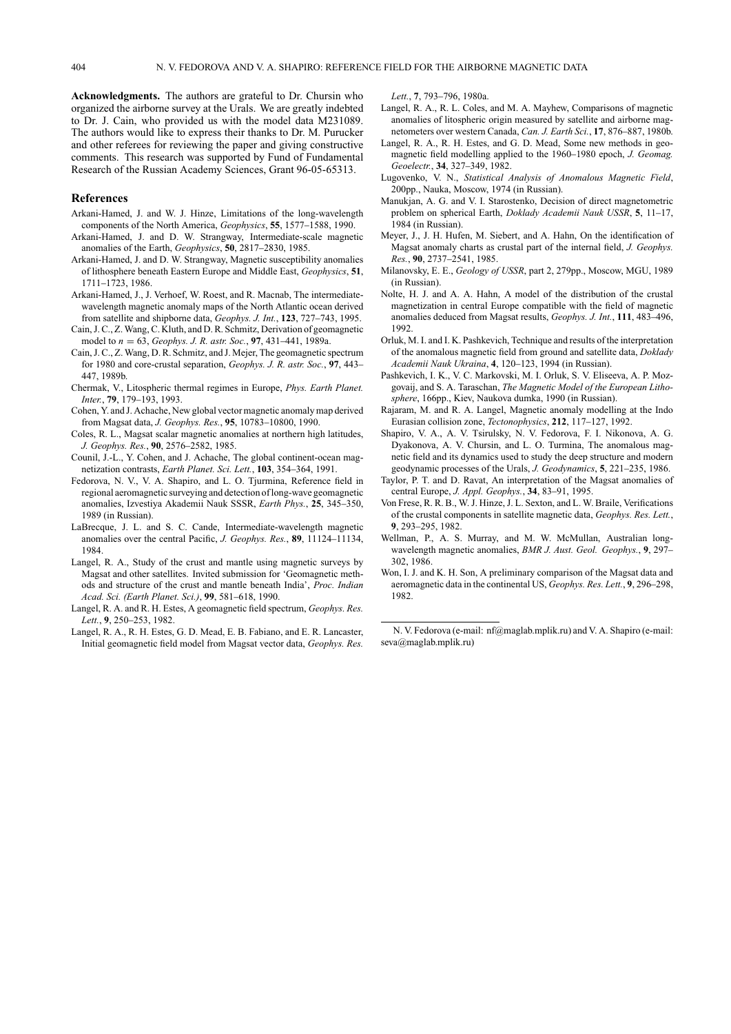**Acknowledgments.** The authors are grateful to Dr. Chursin who organized the airborne survey at the Urals. We are greatly indebted to Dr. J. Cain, who provided us with the model data M231089. The authors would like to express their thanks to Dr. M. Purucker and other referees for reviewing the paper and giving constructive comments. This research was supported by Fund of Fundamental Research of the Russian Academy Sciences, Grant 96-05-65313.

## References

Arkani-Hamed, J. and W. J. Hinze, Limitations of the long-wavelength components of the North America, *Geophysics*, **55**, 1577–1588, 1990.

Arkani-Hamed, J. and D. W. Strangway, Intermediate-scale magnetic anomalies of the Earth, *Geophysics*, **50**, 2817–2830, 1985.

Arkani-Hamed, J. and D. W. Strangway, Magnetic susceptibility anomalies of lithosphere beneath Eastern Europe and Middle East, *Geophysics*, **51**, 1711–1723, 1986.

Arkani-Hamed, J., J. Verhoef, W. Roest, and R. Macnab, The intermediate-wavelength magnetic anomaly maps of the North Atlantic ocean derived from satellite and shipborne data, *Geophys. J. Int.*, **123**, 727–743, 1995.

Cain, J. C., Z. Wang, C. Kluth, and D. R. Schmitz, Derivation of geomagnetic model to $n = 63$, *Geophys. J. R. astr. Soc.*, **97**, 431–441, 1989a.

Cain, J. C., Z. Wang, D. R. Schmitz, and J. Mejer, The geomagnetic spectrum for 1980 and core-crustal separation, *Geophys. J. R. astr. Soc.*, **97**, 443–447, 1989b.

Chermak, V., Litospheric thermal regimes in Europe, *Phys. Earth Planet. Inter.*, **79**, 179–193, 1993.

Cohen, Y. and J. Achache, New global vector magnetic anomaly map derived from Magsat data, *J. Geophys. Res.*, **95**, 10783–10800, 1990.

Coles, R. L., Magsat scalar magnetic anomalies at northern high latitudes, *J. Geophys. Res.*, **90**, 2576–2582, 1985.

Counil, J.-L., Y. Cohen, and J. Achache, The global continent-ocean magnetization contrasts, *Earth Planet. Sci. Lett.*, **103**, 354–364, 1991.

Fedorova, N. V., V. A. Shapiro, and L. O. Tjurmina, Reference field in regional aeromagnetic surveying and detection of long-wave geomagnetic anomalies, Izvestiya Akademii Nauk SSSR, *Earth Phys.*, **25**, 345–350, 1989 (in Russian).

LaBrecque, J. L. and S. C. Cande, Intermediate-wavelength magnetic anomalies over the central Pacific, *J. Geophys. Res.*, **89**, 11124–11134, 1984.

Langel, R. A., Study of the crust and mantle using magnetic surveys by Magsat and other satellites. Invited submission for 'Geomagnetic methods and structure of the crust and mantle beneath India', *Proc. Indian Acad. Sci. (Earth Planet. Sci.)*, **99**, 581–618, 1990.

Langel, R. A. and R. H. Estes, A geomagnetic field spectrum, *Geophys. Res. Lett.*, **9**, 250–253, 1982.

Langel, R. A., R. H. Estes, G. D. Mead, E. B. Fabiano, and E. R. Lancaster, Initial geomagnetic field model from Magsat vector data, *Geophys. Res. Lett.*, **7**, 793–796, 1980a.

Langel, R. A., R. L. Coles, and M. A. Mayhew, Comparisons of magnetic anomalies of lithospheric origin measured by satellite and airborne magnetometers over western Canada, *Can. J. Earth Sci.*, **17**, 876–887, 1980b.

Langel, R. A., R. H. Estes, and G. D. Mead, Some new methods in geomagnetic field modelling applied to the 1960–1980 epoch, *J. Geomag. Geoelectr.*, **34**, 327–349, 1982.

Lugovenko, V. N., *Statistical Analysis of Anomalous Magnetic Field*, 200pp., Nauka, Moscow, 1974 (in Russian).

Manukjan, A. G. and V. I. Starostenko, Decision of direct magnetometric problem on spherical Earth, *Doklady Academii Nauk USSR*, **5**, 11–17, 1984 (in Russian).

Meyer, J., J. H. Hufen, M. Siebert, and A. Hahn, On the identification of Magsat anomaly charts as crustal part of the internal field, *J. Geophys. Res.*, **90**, 2737–2541, 1985.

Milanovsky, E. E., *Geology of USSR*, part 2, 279pp., Moscow, MGU, 1989 (in Russian).

Nolte, H. J. and A. A. Hahn, A model of the distribution of the crustal magnetization in central Europe compatible with the field of magnetic anomalies deduced from Magsat results, *Geophys. J. Int.*, **111**, 483–496, 1992.

Orluk, M. I. and I. K. Pashkevich, Technique and results of the interpretation of the anomalous magnetic field from ground and satellite data, *Doklady Academii Nauk Ukraina*, **4**, 120–123, 1994 (in Russian).

Pashkevich, I. K., V. C. Markovski, M. I. Orluk, S. V. Eliseeva, A. P. Mozgovaij, and S. A. Taraschan, *The Magnetic Model of the European Lithosphere*, 166pp., Kiev, Naukova dumka, 1990 (in Russian).

Rajaram, M. and R. A. Langel, Magnetic anomaly modelling at the Indo Eurasian collision zone, *Tectonophysics*, **212**, 117–127, 1992.

Shapiro, V. A., A. V. Tsirulsky, N. V. Fedorova, F. I. Nikonova, A. G. Dyakonova, A. V. Chursin, and L. O. Turmina, The anomalous magnetic field and its dynamics used to study the deep structure and modern geodynamic processes of the Urals, *J. Geodynamics*, **5**, 221–235, 1986.

Taylor, P. T. and D. Ravat, An interpretation of the Magsat anomalies of central Europe, *J. Appl. Geophys.*, **34**, 83–91, 1995.

Von Frese, R. R. B., W. J. Hinze, J. L. Sexton, and L. W. Braile, Verifications of the crustal components in satellite magnetic data, *Geophys. Res. Lett.*, **9**, 293–295, 1982.

Wellman, P., A. S. Murray, and M. W. McMullan, Australian long-wavelength magnetic anomalies, *BMR J. Aust. Geol. Geophys.*, **9**, 297–302, 1986.

Won, I. J. and K. H. Son, A preliminary comparison of the Magsat data and aeromagnetic data in the continental US, *Geophys. Res. Lett.*, **9**, 296–298, 1982.

---

N. V. Fedorova (e-mail: nf@maglab.mplik.ru) and V. A. Shapiro (e-mail: seva@maglab.mplik.ru)